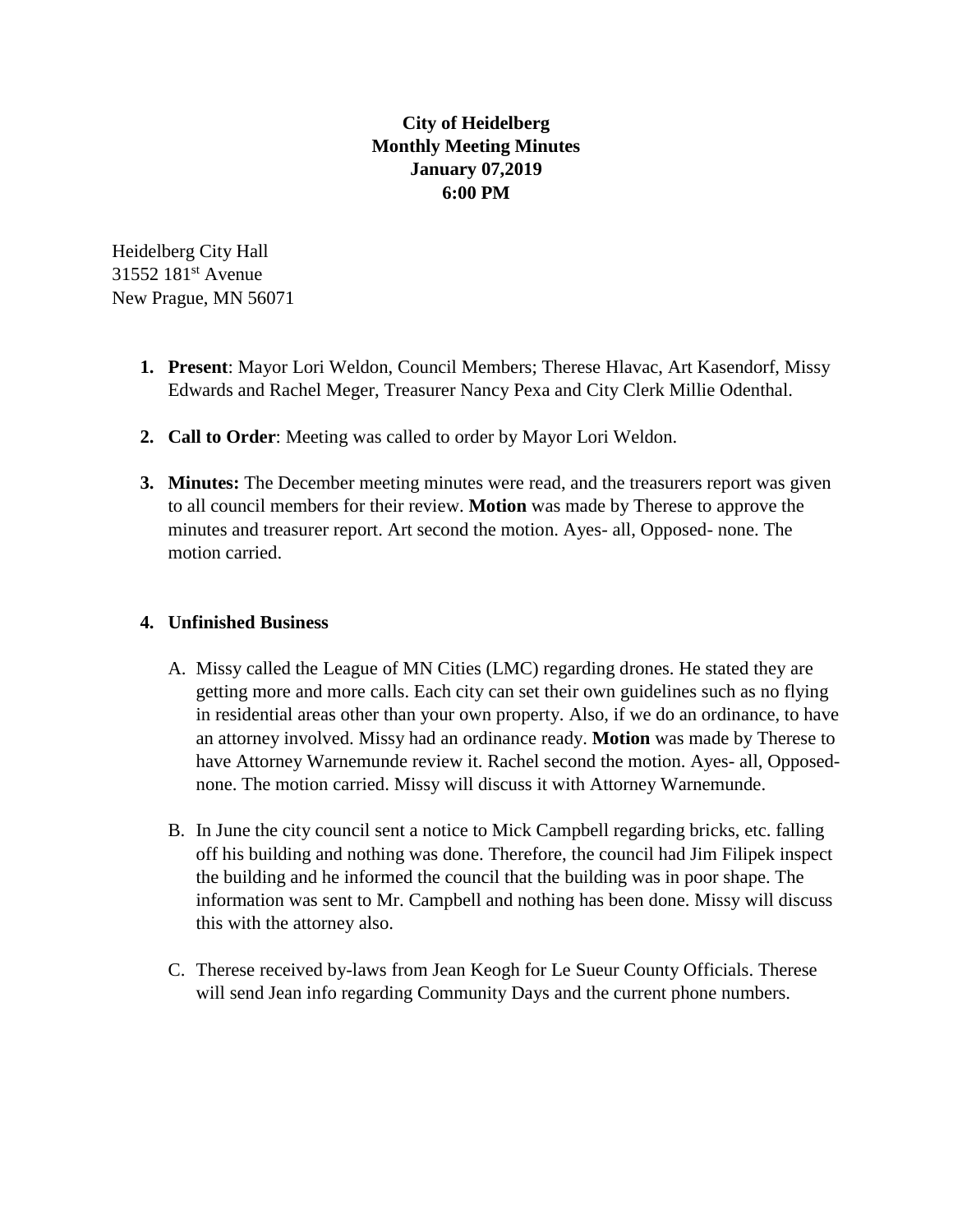**City of Heidelberg**
**Monthly Meeting Minutes**
**January 07,2019**
**6:00 PM**

Heidelberg City Hall
31552 181st Avenue
New Prague, MN 56071

1. **Present**: Mayor Lori Weldon, Council Members; Therese Hlavac, Art Kasendorf, Missy Edwards and Rachel Meger, Treasurer Nancy Pexa and City Clerk Millie Odenthal.

2. **Call to Order**: Meeting was called to order by Mayor Lori Weldon.

3. **Minutes:** The December meeting minutes were read, and the treasurers report was given to all council members for their review. **Motion** was made by Therese to approve the minutes and treasurer report. Art second the motion. Ayes- all, Opposed- none. The motion carried.

4. **Unfinished Business**

   A. Missy called the League of MN Cities (LMC) regarding drones. He stated they are getting more and more calls. Each city can set their own guidelines such as no flying in residential areas other than your own property. Also, if we do an ordinance, to have an attorney involved. Missy had an ordinance ready. **Motion** was made by Therese to have Attorney Warnemunde review it. Rachel second the motion. Ayes- all, Opposed- none. The motion carried. Missy will discuss it with Attorney Warnemunde.

   B. In June the city council sent a notice to Mick Campbell regarding bricks, etc. falling off his building and nothing was done. Therefore, the council had Jim Filipek inspect the building and he informed the council that the building was in poor shape. The information was sent to Mr. Campbell and nothing has been done. Missy will discuss this with the attorney also.

   C. Therese received by-laws from Jean Keogh for Le Sueur County Officials. Therese will send Jean info regarding Community Days and the current phone numbers.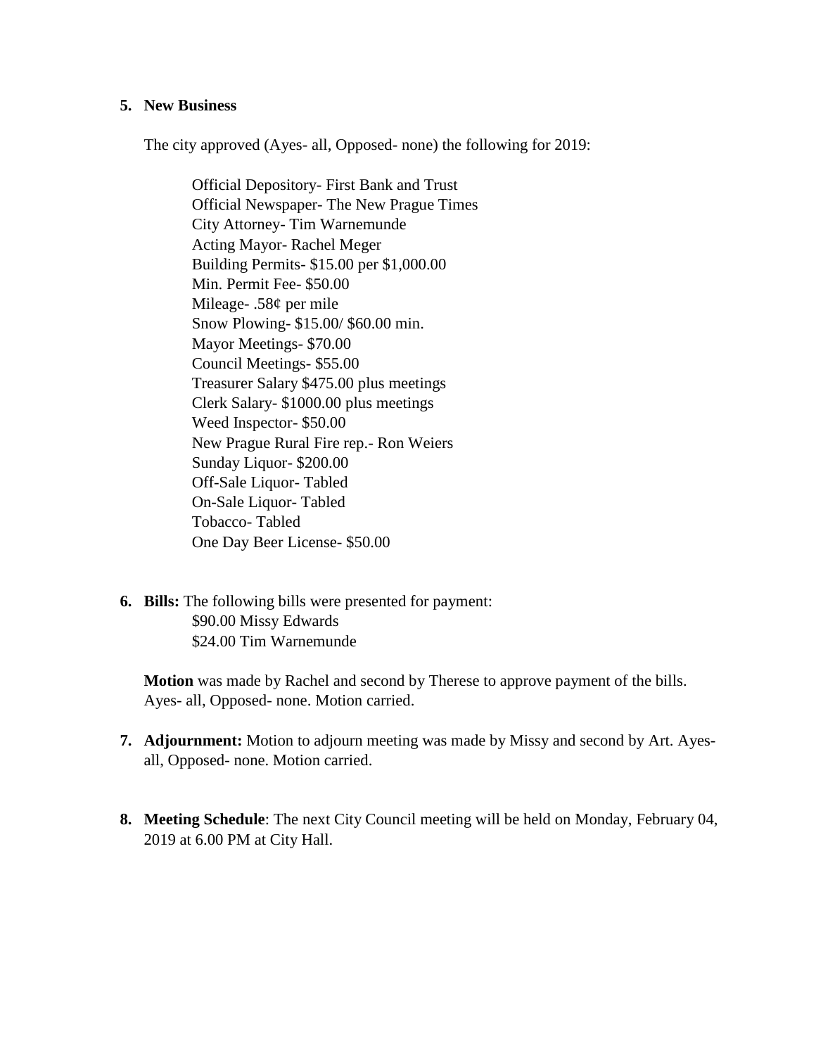5. **New Business**

   The city approved (Ayes- all, Opposed- none) the following for 2019:

   Official Depository- First Bank and Trust
   Official Newspaper- The New Prague Times
   City Attorney- Tim Warnemunde
   Acting Mayor- Rachel Meger
   Building Permits- $15.00 per $1,000.00
   Min. Permit Fee- $50.00
   Mileage- .58¢ per mile
   Snow Plowing- $15.00/ $60.00 min.
   Mayor Meetings- $70.00
   Council Meetings- $55.00
   Treasurer Salary $475.00 plus meetings
   Clerk Salary- $1000.00 plus meetings
   Weed Inspector- $50.00
   New Prague Rural Fire rep.- Ron Weiers
   Sunday Liquor- $200.00
   Off-Sale Liquor- Tabled
   On-Sale Liquor- Tabled
   Tobacco- Tabled
   One Day Beer License- $50.00

6. **Bills:** The following bills were presented for payment:
   $90.00 Missy Edwards
   $24.00 Tim Warnemunde

   **Motion** was made by Rachel and second by Therese to approve payment of the bills. Ayes- all, Opposed- none. Motion carried.

7. **Adjournment:** Motion to adjourn meeting was made by Missy and second by Art. Ayes- all, Opposed- none. Motion carried.

8. **Meeting Schedule**: The next City Council meeting will be held on Monday, February 04, 2019 at 6.00 PM at City Hall.